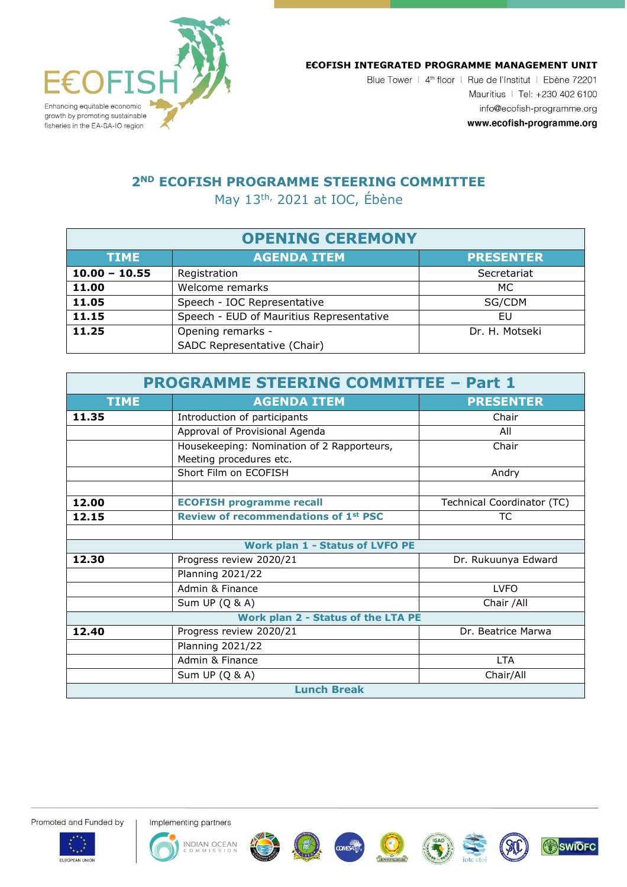# E€OFISH

Enhancing equitable economic growth by promoting sustainable fisheries in the EA-SA-IO region

**E€OFISH INTEGRATED PROGRAMME MANAGEMENT UNIT**
Blue Tower | 4th floor | Rue de l'Institut | Ebène 72201
Mauritius | Tel: +230 402 6100
info@ecofish-programme.org
**www.ecofish-programme.org**

## 2ND ECOFISH PROGRAMME STEERING COMMITTEE

May 13th, 2021 at IOC, Ébène

| OPENING CEREMONY | | |
|---|---|---|
| **TIME** | **AGENDA ITEM** | **PRESENTER** |
| **10.00 – 10.55** | Registration | Secretariat |
| **11.00** | Welcome remarks | MC |
| **11.05** | Speech - IOC Representative | SG/CDM |
| **11.15** | Speech - EUD of Mauritius Representative | EU |
| **11.25** | Opening remarks - SADC Representative (Chair) | Dr. H. Motseki |

| PROGRAMME STEERING COMMITTEE – Part 1 | | |
|---|---|---|
| **TIME** | **AGENDA ITEM** | **PRESENTER** |
| **11.35** | Introduction of participants | Chair |
| | Approval of Provisional Agenda | All |
| | Housekeeping: Nomination of 2 Rapporteurs, Meeting procedures etc. | Chair |
| | Short Film on ECOFISH | Andry |
| | | |
| **12.00** | **ECOFISH programme recall** | Technical Coordinator (TC) |
| **12.15** | **Review of recommendations of 1st PSC** | TC |
| | | |
| **Work plan 1 - Status of LVFO PE** | | |
| **12.30** | Progress review 2020/21 | Dr. Rukuunya Edward |
| | Planning 2021/22 | |
| | Admin & Finance | LVFO |
| | Sum UP (Q & A) | Chair /All |
| **Work plan 2 - Status of the LTA PE** | | |
| **12.40** | Progress review 2020/21 | Dr. Beatrice Marwa |
| | Planning 2021/22 | |
| | Admin & Finance | LTA |
| | Sum UP (Q & A) | Chair/All |
| **Lunch Break** | | |

Promoted and Funded by: EUROPEAN UNION

Implementing partners: INDIAN OCEAN COMMISSION, COMESA, IGAD, iotc ctoi, SADC, SWIOFC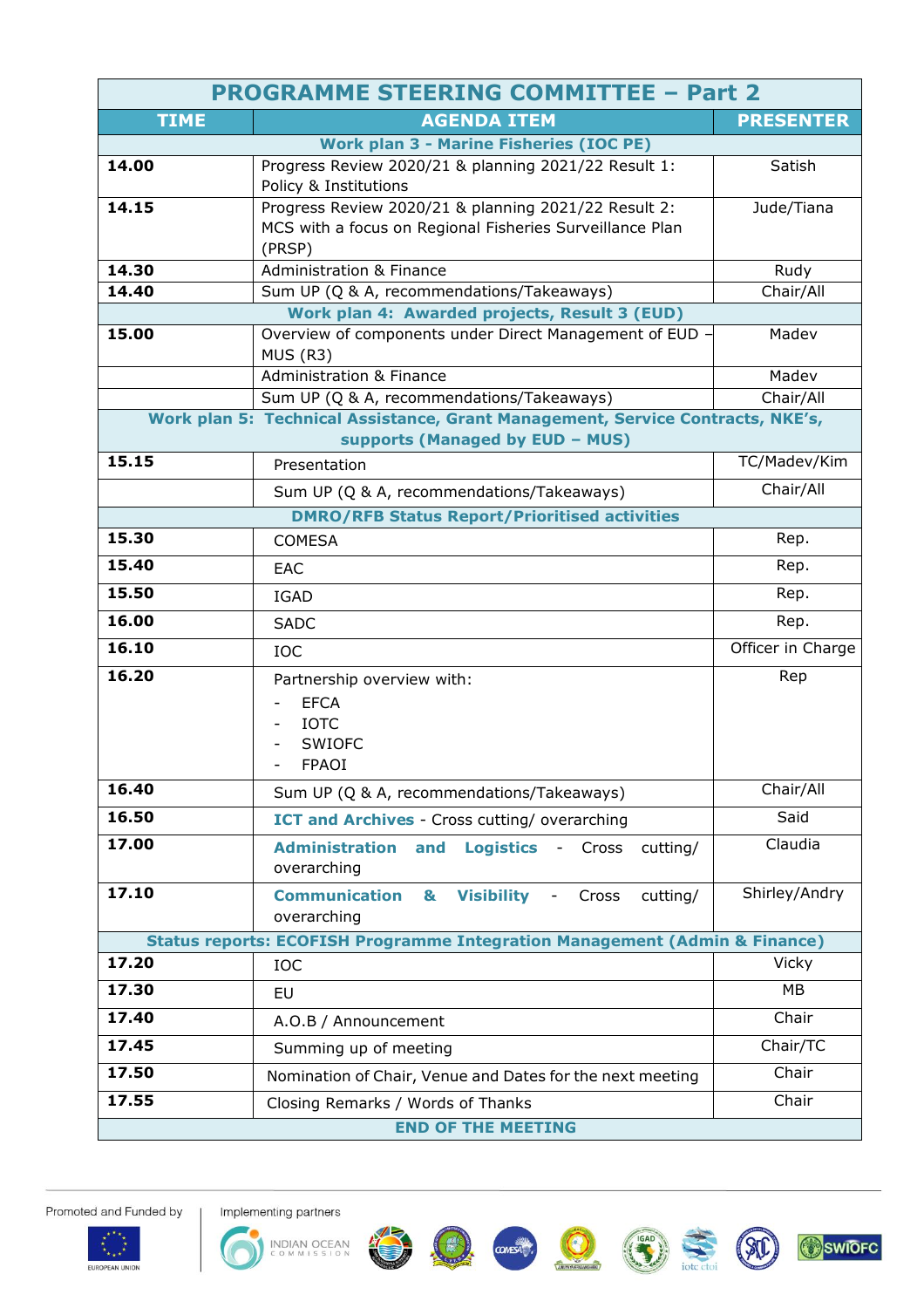| PROGRAMME STEERING COMMITTEE – Part 2 | | |
|---|---|---|
| **TIME** | **AGENDA ITEM** | **PRESENTER** |
| | **Work plan 3 - Marine Fisheries (IOC PE)** | |
| **14.00** | Progress Review 2020/21 & planning 2021/22 Result 1: Policy & Institutions | Satish |
| **14.15** | Progress Review 2020/21 & planning 2021/22 Result 2: MCS with a focus on Regional Fisheries Surveillance Plan (PRSP) | Jude/Tiana |
| **14.30** | Administration & Finance | Rudy |
| **14.40** | Sum UP (Q & A, recommendations/Takeaways) | Chair/All |
| | **Work plan 4: Awarded projects, Result 3 (EUD)** | |
| **15.00** | Overview of components under Direct Management of EUD – MUS (R3) | Madev |
| | Administration & Finance | Madev |
| | Sum UP (Q & A, recommendations/Takeaways) | Chair/All |
| | **Work plan 5: Technical Assistance, Grant Management, Service Contracts, NKE's, supports (Managed by EUD – MUS)** | |
| **15.15** | Presentation | TC/Madev/Kim |
| | Sum UP (Q & A, recommendations/Takeaways) | Chair/All |
| | **DMRO/RFB Status Report/Prioritised activities** | |
| **15.30** | COMESA | Rep. |
| **15.40** | EAC | Rep. |
| **15.50** | IGAD | Rep. |
| **16.00** | SADC | Rep. |
| **16.10** | IOC | Officer in Charge |
| **16.20** | Partnership overview with:<br>- EFCA<br>- IOTC<br>- SWIOFC<br>- FPAOI | Rep |
| **16.40** | Sum UP (Q & A, recommendations/Takeaways) | Chair/All |
| **16.50** | **ICT and Archives** - Cross cutting/ overarching | Said |
| **17.00** | **Administration and Logistics** - Cross cutting/ overarching | Claudia |
| **17.10** | **Communication & Visibility** - Cross cutting/ overarching | Shirley/Andry |
| | **Status reports: ECOFISH Programme Integration Management (Admin & Finance)** | |
| **17.20** | IOC | Vicky |
| **17.30** | EU | MB |
| **17.40** | A.O.B / Announcement | Chair |
| **17.45** | Summing up of meeting | Chair/TC |
| **17.50** | Nomination of Chair, Venue and Dates for the next meeting | Chair |
| **17.55** | Closing Remarks / Words of Thanks | Chair |
| | **END OF THE MEETING** | |

Promoted and Funded by

EUROPEAN UNION

Implementing partners

INDIAN OCEAN COMMISSION